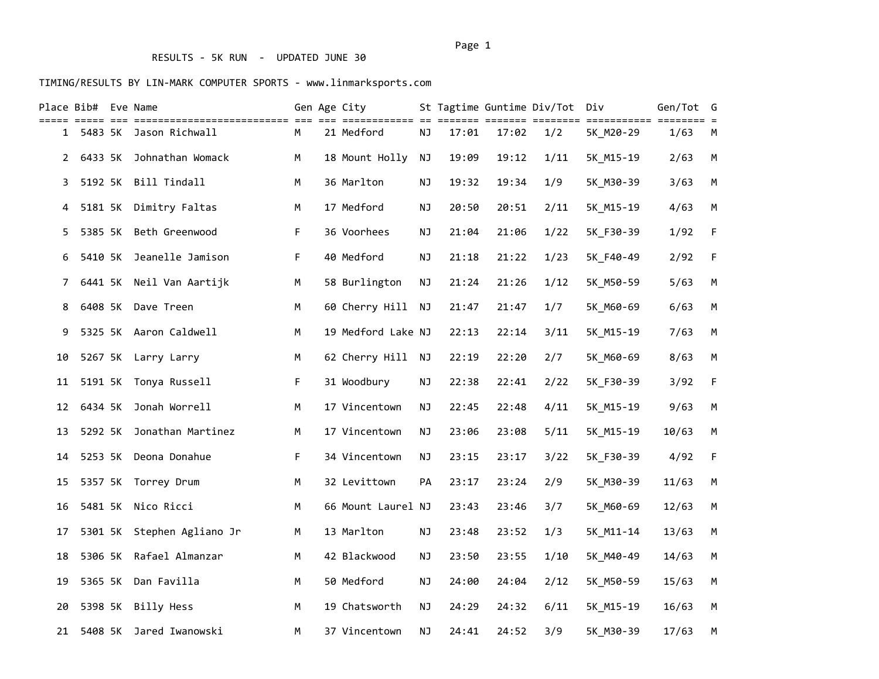RESULTS - 5K RUN - UPDATED JUNE 30

TIMING/RESULTS BY LIN-MARK COMPUTER SPORTS - www.linmarksports.com

| Place | Bib# | Eve | Name | Gen | Age | City | St | Tagtime | Guntime | Div/Tot | Div | Gen/Tot | G |
|---|---|---|---|---|---|---|---|---|---|---|---|---|---|
| 1 | 5483 | 5K | Jason Richwall | M | 21 | Medford | NJ | 17:01 | 17:02 | 1/2 | 5K_M20-29 | 1/63 | M |
| 2 | 6433 | 5K | Johnathan Womack | M | 18 | Mount Holly | NJ | 19:09 | 19:12 | 1/11 | 5K_M15-19 | 2/63 | M |
| 3 | 5192 | 5K | Bill Tindall | M | 36 | Marlton | NJ | 19:32 | 19:34 | 1/9 | 5K_M30-39 | 3/63 | M |
| 4 | 5181 | 5K | Dimitry Faltas | M | 17 | Medford | NJ | 20:50 | 20:51 | 2/11 | 5K_M15-19 | 4/63 | M |
| 5 | 5385 | 5K | Beth Greenwood | F | 36 | Voorhees | NJ | 21:04 | 21:06 | 1/22 | 5K_F30-39 | 1/92 | F |
| 6 | 5410 | 5K | Jeanelle Jamison | F | 40 | Medford | NJ | 21:18 | 21:22 | 1/23 | 5K_F40-49 | 2/92 | F |
| 7 | 6441 | 5K | Neil Van Aartijk | M | 58 | Burlington | NJ | 21:24 | 21:26 | 1/12 | 5K_M50-59 | 5/63 | M |
| 8 | 6408 | 5K | Dave Treen | M | 60 | Cherry Hill | NJ | 21:47 | 21:47 | 1/7 | 5K_M60-69 | 6/63 | M |
| 9 | 5325 | 5K | Aaron Caldwell | M | 19 | Medford Lake | NJ | 22:13 | 22:14 | 3/11 | 5K_M15-19 | 7/63 | M |
| 10 | 5267 | 5K | Larry Larry | M | 62 | Cherry Hill | NJ | 22:19 | 22:20 | 2/7 | 5K_M60-69 | 8/63 | M |
| 11 | 5191 | 5K | Tonya Russell | F | 31 | Woodbury | NJ | 22:38 | 22:41 | 2/22 | 5K_F30-39 | 3/92 | F |
| 12 | 6434 | 5K | Jonah Worrell | M | 17 | Vincentown | NJ | 22:45 | 22:48 | 4/11 | 5K_M15-19 | 9/63 | M |
| 13 | 5292 | 5K | Jonathan Martinez | M | 17 | Vincentown | NJ | 23:06 | 23:08 | 5/11 | 5K_M15-19 | 10/63 | M |
| 14 | 5253 | 5K | Deona Donahue | F | 34 | Vincentown | NJ | 23:15 | 23:17 | 3/22 | 5K_F30-39 | 4/92 | F |
| 15 | 5357 | 5K | Torrey Drum | M | 32 | Levittown | PA | 23:17 | 23:24 | 2/9 | 5K_M30-39 | 11/63 | M |
| 16 | 5481 | 5K | Nico Ricci | M | 66 | Mount Laurel | NJ | 23:43 | 23:46 | 3/7 | 5K_M60-69 | 12/63 | M |
| 17 | 5301 | 5K | Stephen Agliano Jr | M | 13 | Marlton | NJ | 23:48 | 23:52 | 1/3 | 5K_M11-14 | 13/63 | M |
| 18 | 5306 | 5K | Rafael Almanzar | M | 42 | Blackwood | NJ | 23:50 | 23:55 | 1/10 | 5K_M40-49 | 14/63 | M |
| 19 | 5365 | 5K | Dan Favilla | M | 50 | Medford | NJ | 24:00 | 24:04 | 2/12 | 5K_M50-59 | 15/63 | M |
| 20 | 5398 | 5K | Billy Hess | M | 19 | Chatsworth | NJ | 24:29 | 24:32 | 6/11 | 5K_M15-19 | 16/63 | M |
| 21 | 5408 | 5K | Jared Iwanowski | M | 37 | Vincentown | NJ | 24:41 | 24:52 | 3/9 | 5K_M30-39 | 17/63 | M |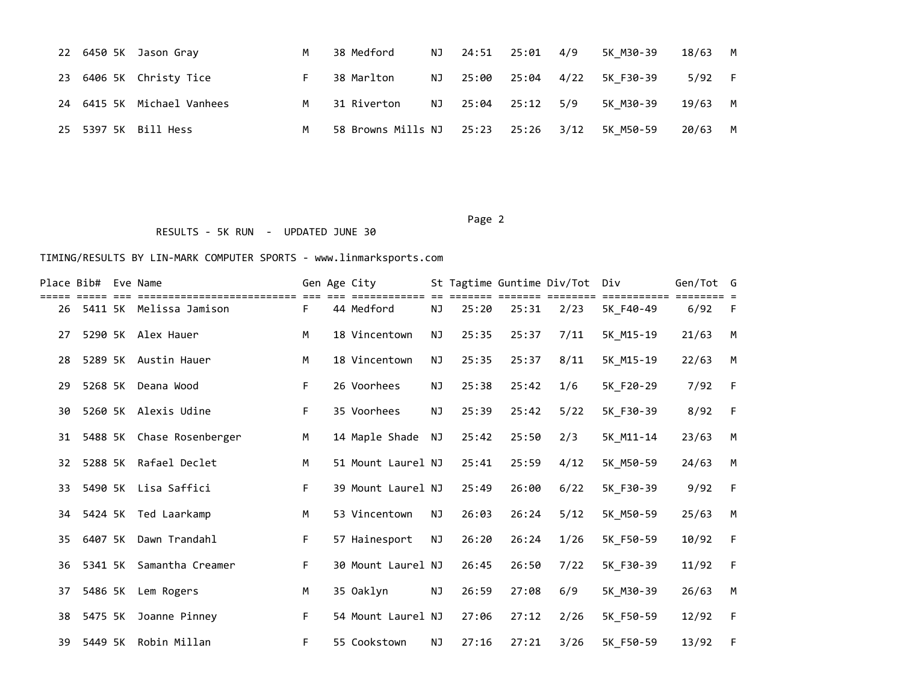| Place | Bib# | Eve | Name | Gen | Age | City | St | Tagtime | Guntime | Div/Tot | Div | Gen/Tot | G |
|---|---|---|---|---|---|---|---|---|---|---|---|---|---|
| 22 | 6450 | 5K | Jason Gray | M | 38 | Medford | NJ | 24:51 | 25:01 | 4/9 | 5K_M30-39 | 18/63 | M |
| 23 | 6406 | 5K | Christy Tice | F | 38 | Marlton | NJ | 25:00 | 25:04 | 4/22 | 5K_F30-39 | 5/92 | F |
| 24 | 6415 | 5K | Michael Vanhees | M | 31 | Riverton | NJ | 25:04 | 25:12 | 5/9 | 5K_M30-39 | 19/63 | M |
| 25 | 5397 | 5K | Bill Hess | M | 58 | Browns Mills | NJ | 25:23 | 25:26 | 3/12 | 5K_M50-59 | 20/63 | M |

RESULTS - 5K RUN - UPDATED JUNE 30

TIMING/RESULTS BY LIN-MARK COMPUTER SPORTS - www.linmarksports.com

| Place | Bib# | Eve | Name | Gen | Age | City | St | Tagtime | Guntime | Div/Tot | Div | Gen/Tot | G |
|---|---|---|---|---|---|---|---|---|---|---|---|---|---|
| 26 | 5411 | 5K | Melissa Jamison | F | 44 | Medford | NJ | 25:20 | 25:31 | 2/23 | 5K_F40-49 | 6/92 | F |
| 27 | 5290 | 5K | Alex Hauer | M | 18 | Vincentown | NJ | 25:35 | 25:37 | 7/11 | 5K_M15-19 | 21/63 | M |
| 28 | 5289 | 5K | Austin Hauer | M | 18 | Vincentown | NJ | 25:35 | 25:37 | 8/11 | 5K_M15-19 | 22/63 | M |
| 29 | 5268 | 5K | Deana Wood | F | 26 | Voorhees | NJ | 25:38 | 25:42 | 1/6 | 5K_F20-29 | 7/92 | F |
| 30 | 5260 | 5K | Alexis Udine | F | 35 | Voorhees | NJ | 25:39 | 25:42 | 5/22 | 5K_F30-39 | 8/92 | F |
| 31 | 5488 | 5K | Chase Rosenberger | M | 14 | Maple Shade | NJ | 25:42 | 25:50 | 2/3 | 5K_M11-14 | 23/63 | M |
| 32 | 5288 | 5K | Rafael Declet | M | 51 | Mount Laurel | NJ | 25:41 | 25:59 | 4/12 | 5K_M50-59 | 24/63 | M |
| 33 | 5490 | 5K | Lisa Saffici | F | 39 | Mount Laurel | NJ | 25:49 | 26:00 | 6/22 | 5K_F30-39 | 9/92 | F |
| 34 | 5424 | 5K | Ted Laarkamp | M | 53 | Vincentown | NJ | 26:03 | 26:24 | 5/12 | 5K_M50-59 | 25/63 | M |
| 35 | 6407 | 5K | Dawn Trandahl | F | 57 | Hainesport | NJ | 26:20 | 26:24 | 1/26 | 5K_F50-59 | 10/92 | F |
| 36 | 5341 | 5K | Samantha Creamer | F | 30 | Mount Laurel | NJ | 26:45 | 26:50 | 7/22 | 5K_F30-39 | 11/92 | F |
| 37 | 5486 | 5K | Lem Rogers | M | 35 | Oaklyn | NJ | 26:59 | 27:08 | 6/9 | 5K_M30-39 | 26/63 | M |
| 38 | 5475 | 5K | Joanne Pinney | F | 54 | Mount Laurel | NJ | 27:06 | 27:12 | 2/26 | 5K_F50-59 | 12/92 | F |
| 39 | 5449 | 5K | Robin Millan | F | 55 | Cookstown | NJ | 27:16 | 27:21 | 3/26 | 5K_F50-59 | 13/92 | F |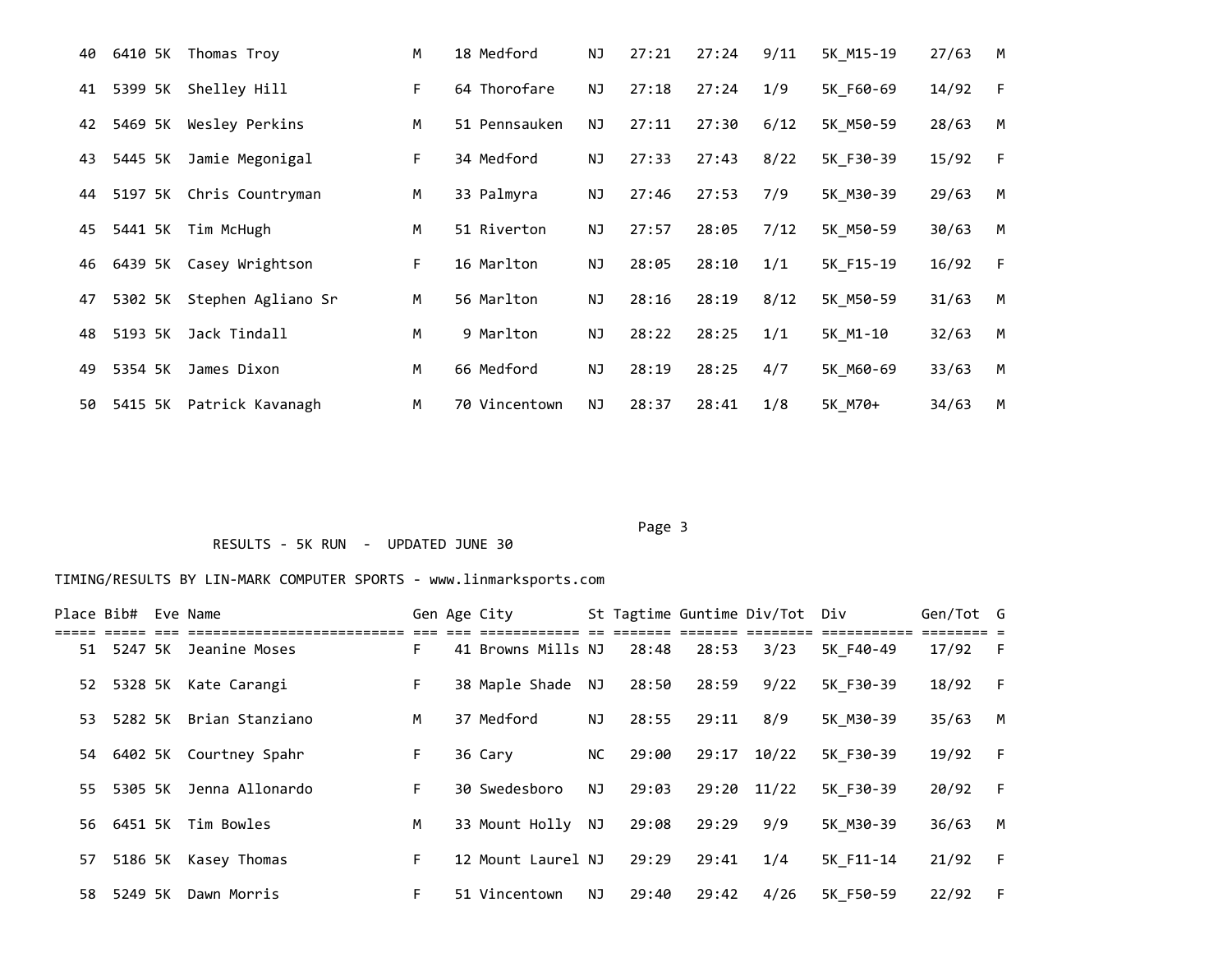| Place | Bib# | Eve | Name | Gen | Age | City | St | Tagtime | Guntime | Div/Tot | Div | Gen/Tot | G |
|---|---|---|---|---|---|---|---|---|---|---|---|---|---|
| 40 | 6410 | 5K | Thomas Troy | M | 18 | Medford | NJ | 27:21 | 27:24 | 9/11 | 5K_M15-19 | 27/63 | M |
| 41 | 5399 | 5K | Shelley Hill | F | 64 | Thorofare | NJ | 27:18 | 27:24 | 1/9 | 5K_F60-69 | 14/92 | F |
| 42 | 5469 | 5K | Wesley Perkins | M | 51 | Pennsauken | NJ | 27:11 | 27:30 | 6/12 | 5K_M50-59 | 28/63 | M |
| 43 | 5445 | 5K | Jamie Megonigal | F | 34 | Medford | NJ | 27:33 | 27:43 | 8/22 | 5K_F30-39 | 15/92 | F |
| 44 | 5197 | 5K | Chris Countryman | M | 33 | Palmyra | NJ | 27:46 | 27:53 | 7/9 | 5K_M30-39 | 29/63 | M |
| 45 | 5441 | 5K | Tim McHugh | M | 51 | Riverton | NJ | 27:57 | 28:05 | 7/12 | 5K_M50-59 | 30/63 | M |
| 46 | 6439 | 5K | Casey Wrightson | F | 16 | Marlton | NJ | 28:05 | 28:10 | 1/1 | 5K_F15-19 | 16/92 | F |
| 47 | 5302 | 5K | Stephen Agliano Sr | M | 56 | Marlton | NJ | 28:16 | 28:19 | 8/12 | 5K_M50-59 | 31/63 | M |
| 48 | 5193 | 5K | Jack Tindall | M | 9 | Marlton | NJ | 28:22 | 28:25 | 1/1 | 5K_M1-10 | 32/63 | M |
| 49 | 5354 | 5K | James Dixon | M | 66 | Medford | NJ | 28:19 | 28:25 | 4/7 | 5K_M60-69 | 33/63 | M |
| 50 | 5415 | 5K | Patrick Kavanagh | M | 70 | Vincentown | NJ | 28:37 | 28:41 | 1/8 | 5K_M70+ | 34/63 | M |

RESULTS - 5K RUN - UPDATED JUNE 30

TIMING/RESULTS BY LIN-MARK COMPUTER SPORTS - www.linmarksports.com

| Place | Bib# | Eve | Name | Gen | Age | City | St | Tagtime | Guntime | Div/Tot | Div | Gen/Tot | G |
|---|---|---|---|---|---|---|---|---|---|---|---|---|---|
| 51 | 5247 | 5K | Jeanine Moses | F | 41 | Browns Mills | NJ | 28:48 | 28:53 | 3/23 | 5K_F40-49 | 17/92 | F |
| 52 | 5328 | 5K | Kate Carangi | F | 38 | Maple Shade | NJ | 28:50 | 28:59 | 9/22 | 5K_F30-39 | 18/92 | F |
| 53 | 5282 | 5K | Brian Stanziano | M | 37 | Medford | NJ | 28:55 | 29:11 | 8/9 | 5K_M30-39 | 35/63 | M |
| 54 | 6402 | 5K | Courtney Spahr | F | 36 | Cary | NC | 29:00 | 29:17 | 10/22 | 5K_F30-39 | 19/92 | F |
| 55 | 5305 | 5K | Jenna Allonardo | F | 30 | Swedesboro | NJ | 29:03 | 29:20 | 11/22 | 5K_F30-39 | 20/92 | F |
| 56 | 6451 | 5K | Tim Bowles | M | 33 | Mount Holly | NJ | 29:08 | 29:29 | 9/9 | 5K_M30-39 | 36/63 | M |
| 57 | 5186 | 5K | Kasey Thomas | F | 12 | Mount Laurel | NJ | 29:29 | 29:41 | 1/4 | 5K_F11-14 | 21/92 | F |
| 58 | 5249 | 5K | Dawn Morris | F | 51 | Vincentown | NJ | 29:40 | 29:42 | 4/26 | 5K_F50-59 | 22/92 | F |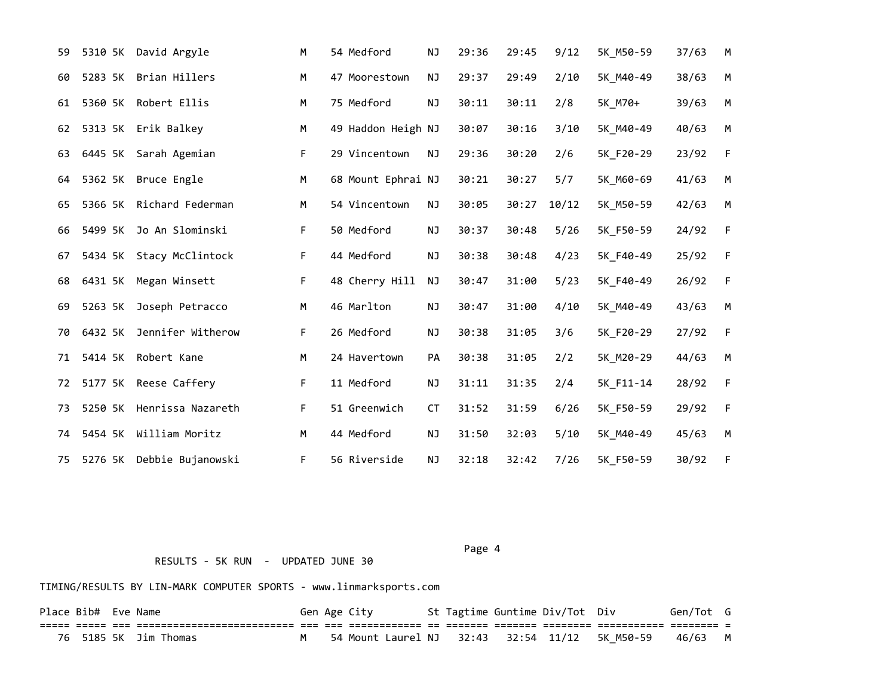| Place | Bib# | Eve | Name | Gen | Age | City | St | Tagtime | Guntime | Div/Tot | Div | Gen/Tot | G |
|---|---|---|---|---|---|---|---|---|---|---|---|---|---|
| 59 | 5310 | 5K | David Argyle | M | 54 | Medford | NJ | 29:36 | 29:45 | 9/12 | 5K_M50-59 | 37/63 | M |
| 60 | 5283 | 5K | Brian Hillers | M | 47 | Moorestown | NJ | 29:37 | 29:49 | 2/10 | 5K_M40-49 | 38/63 | M |
| 61 | 5360 | 5K | Robert Ellis | M | 75 | Medford | NJ | 30:11 | 30:11 | 2/8 | 5K_M70+ | 39/63 | M |
| 62 | 5313 | 5K | Erik Balkey | M | 49 | Haddon Heigh | NJ | 30:07 | 30:16 | 3/10 | 5K_M40-49 | 40/63 | M |
| 63 | 6445 | 5K | Sarah Agemian | F | 29 | Vincentown | NJ | 29:36 | 30:20 | 2/6 | 5K_F20-29 | 23/92 | F |
| 64 | 5362 | 5K | Bruce Engle | M | 68 | Mount Ephrai | NJ | 30:21 | 30:27 | 5/7 | 5K_M60-69 | 41/63 | M |
| 65 | 5366 | 5K | Richard Federman | M | 54 | Vincentown | NJ | 30:05 | 30:27 | 10/12 | 5K_M50-59 | 42/63 | M |
| 66 | 5499 | 5K | Jo An Slominski | F | 50 | Medford | NJ | 30:37 | 30:48 | 5/26 | 5K_F50-59 | 24/92 | F |
| 67 | 5434 | 5K | Stacy McClintock | F | 44 | Medford | NJ | 30:38 | 30:48 | 4/23 | 5K_F40-49 | 25/92 | F |
| 68 | 6431 | 5K | Megan Winsett | F | 48 | Cherry Hill | NJ | 30:47 | 31:00 | 5/23 | 5K_F40-49 | 26/92 | F |
| 69 | 5263 | 5K | Joseph Petracco | M | 46 | Marlton | NJ | 30:47 | 31:00 | 4/10 | 5K_M40-49 | 43/63 | M |
| 70 | 6432 | 5K | Jennifer Witherow | F | 26 | Medford | NJ | 30:38 | 31:05 | 3/6 | 5K_F20-29 | 27/92 | F |
| 71 | 5414 | 5K | Robert Kane | M | 24 | Havertown | PA | 30:38 | 31:05 | 2/2 | 5K_M20-29 | 44/63 | M |
| 72 | 5177 | 5K | Reese Caffery | F | 11 | Medford | NJ | 31:11 | 31:35 | 2/4 | 5K_F11-14 | 28/92 | F |
| 73 | 5250 | 5K | Henrissa Nazareth | F | 51 | Greenwich | CT | 31:52 | 31:59 | 6/26 | 5K_F50-59 | 29/92 | F |
| 74 | 5454 | 5K | William Moritz | M | 44 | Medford | NJ | 31:50 | 32:03 | 5/10 | 5K_M40-49 | 45/63 | M |
| 75 | 5276 | 5K | Debbie Bujanowski | F | 56 | Riverside | NJ | 32:18 | 32:42 | 7/26 | 5K_F50-59 | 30/92 | F |

RESULTS - 5K RUN - UPDATED JUNE 30

TIMING/RESULTS BY LIN-MARK COMPUTER SPORTS - www.linmarksports.com

| Place | Bib# | Eve | Name | Gen | Age | City | St | Tagtime | Guntime | Div/Tot | Div | Gen/Tot | G |
|---|---|---|---|---|---|---|---|---|---|---|---|---|---|
| 76 | 5185 | 5K | Jim Thomas | M | 54 | Mount Laurel | NJ | 32:43 | 32:54 | 11/12 | 5K_M50-59 | 46/63 | M |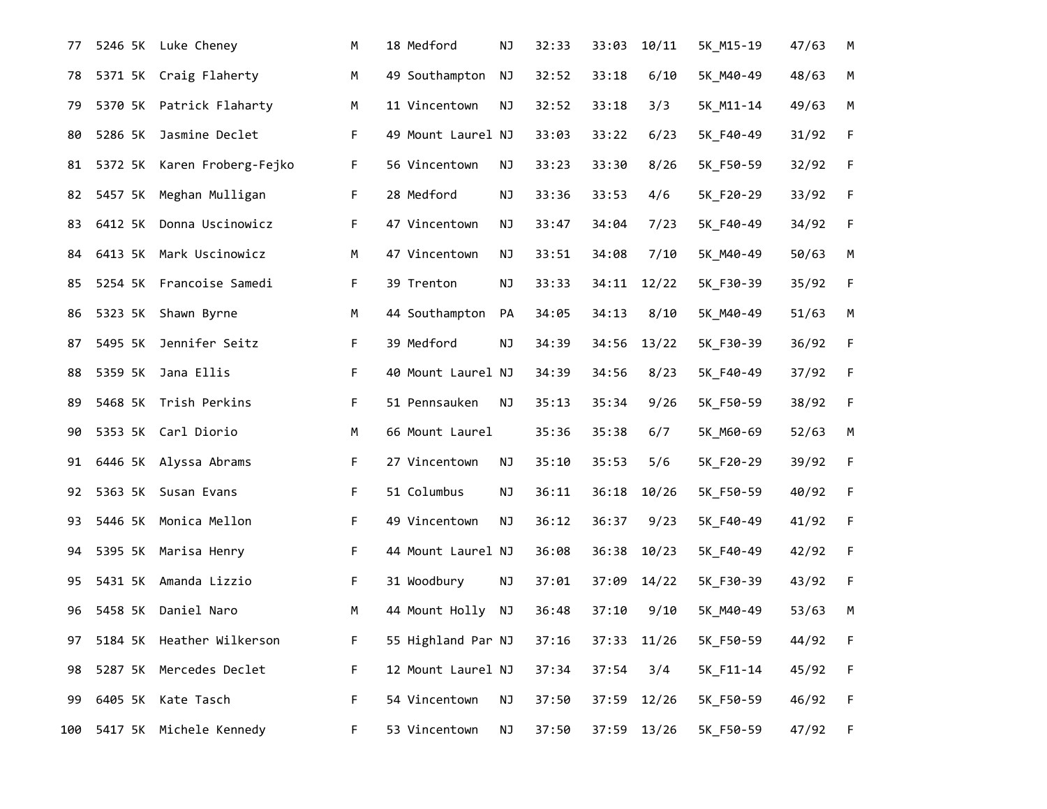| 77 | 5246 | 5K | Luke Cheney | M | 18 | Medford | NJ | 32:33 | 33:03 | 10/11 | 5K_M15-19 | 47/63 | M |
|---|---|---|---|---|---|---|---|---|---|---|---|---|---|
| 78 | 5371 | 5K | Craig Flaherty | M | 49 | Southampton | NJ | 32:52 | 33:18 | 6/10 | 5K_M40-49 | 48/63 | M |
| 79 | 5370 | 5K | Patrick Flaharty | M | 11 | Vincentown | NJ | 32:52 | 33:18 | 3/3 | 5K_M11-14 | 49/63 | M |
| 80 | 5286 | 5K | Jasmine Declet | F | 49 | Mount Laurel | NJ | 33:03 | 33:22 | 6/23 | 5K_F40-49 | 31/92 | F |
| 81 | 5372 | 5K | Karen Froberg-Fejko | F | 56 | Vincentown | NJ | 33:23 | 33:30 | 8/26 | 5K_F50-59 | 32/92 | F |
| 82 | 5457 | 5K | Meghan Mulligan | F | 28 | Medford | NJ | 33:36 | 33:53 | 4/6 | 5K_F20-29 | 33/92 | F |
| 83 | 6412 | 5K | Donna Uscinowicz | F | 47 | Vincentown | NJ | 33:47 | 34:04 | 7/23 | 5K_F40-49 | 34/92 | F |
| 84 | 6413 | 5K | Mark Uscinowicz | M | 47 | Vincentown | NJ | 33:51 | 34:08 | 7/10 | 5K_M40-49 | 50/63 | M |
| 85 | 5254 | 5K | Francoise Samedi | F | 39 | Trenton | NJ | 33:33 | 34:11 | 12/22 | 5K_F30-39 | 35/92 | F |
| 86 | 5323 | 5K | Shawn Byrne | M | 44 | Southampton | PA | 34:05 | 34:13 | 8/10 | 5K_M40-49 | 51/63 | M |
| 87 | 5495 | 5K | Jennifer Seitz | F | 39 | Medford | NJ | 34:39 | 34:56 | 13/22 | 5K_F30-39 | 36/92 | F |
| 88 | 5359 | 5K | Jana Ellis | F | 40 | Mount Laurel | NJ | 34:39 | 34:56 | 8/23 | 5K_F40-49 | 37/92 | F |
| 89 | 5468 | 5K | Trish Perkins | F | 51 | Pennsauken | NJ | 35:13 | 35:34 | 9/26 | 5K_F50-59 | 38/92 | F |
| 90 | 5353 | 5K | Carl Diorio | M | 66 | Mount Laurel | | 35:36 | 35:38 | 6/7 | 5K_M60-69 | 52/63 | M |
| 91 | 6446 | 5K | Alyssa Abrams | F | 27 | Vincentown | NJ | 35:10 | 35:53 | 5/6 | 5K_F20-29 | 39/92 | F |
| 92 | 5363 | 5K | Susan Evans | F | 51 | Columbus | NJ | 36:11 | 36:18 | 10/26 | 5K_F50-59 | 40/92 | F |
| 93 | 5446 | 5K | Monica Mellon | F | 49 | Vincentown | NJ | 36:12 | 36:37 | 9/23 | 5K_F40-49 | 41/92 | F |
| 94 | 5395 | 5K | Marisa Henry | F | 44 | Mount Laurel | NJ | 36:08 | 36:38 | 10/23 | 5K_F40-49 | 42/92 | F |
| 95 | 5431 | 5K | Amanda Lizzio | F | 31 | Woodbury | NJ | 37:01 | 37:09 | 14/22 | 5K_F30-39 | 43/92 | F |
| 96 | 5458 | 5K | Daniel Naro | M | 44 | Mount Holly | NJ | 36:48 | 37:10 | 9/10 | 5K_M40-49 | 53/63 | M |
| 97 | 5184 | 5K | Heather Wilkerson | F | 55 | Highland Par | NJ | 37:16 | 37:33 | 11/26 | 5K_F50-59 | 44/92 | F |
| 98 | 5287 | 5K | Mercedes Declet | F | 12 | Mount Laurel | NJ | 37:34 | 37:54 | 3/4 | 5K_F11-14 | 45/92 | F |
| 99 | 6405 | 5K | Kate Tasch | F | 54 | Vincentown | NJ | 37:50 | 37:59 | 12/26 | 5K_F50-59 | 46/92 | F |
| 100 | 5417 | 5K | Michele Kennedy | F | 53 | Vincentown | NJ | 37:50 | 37:59 | 13/26 | 5K_F50-59 | 47/92 | F |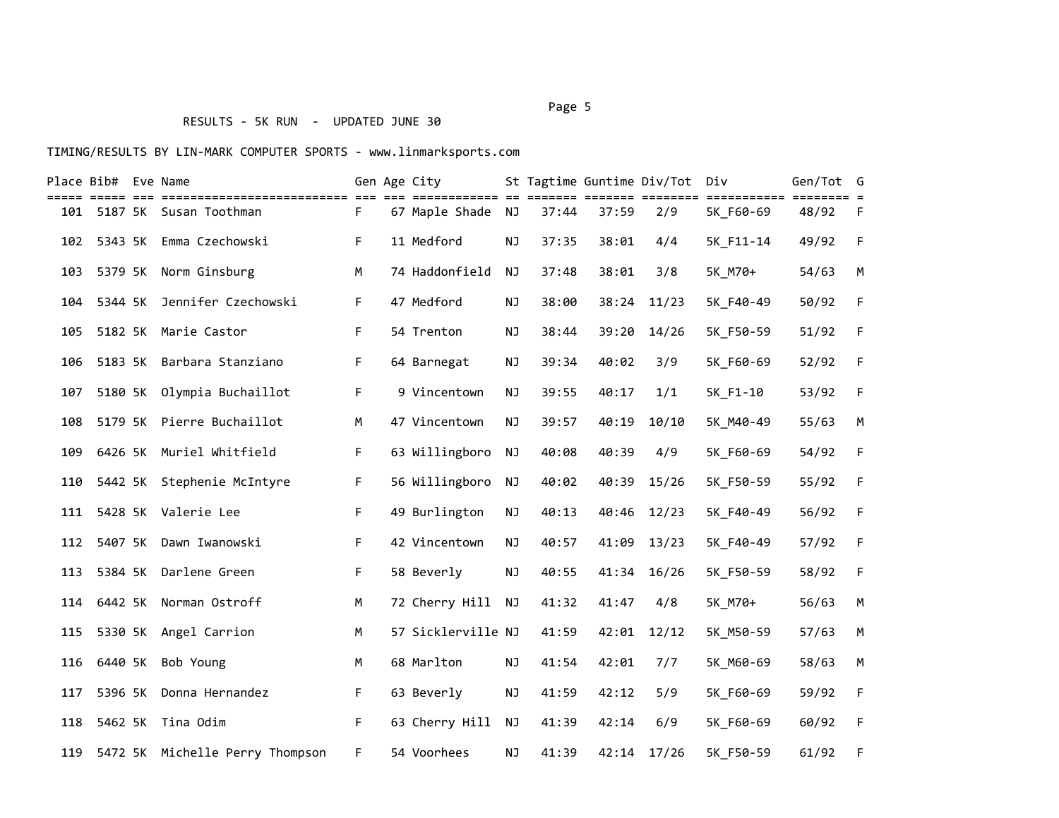RESULTS - 5K RUN - UPDATED JUNE 30

TIMING/RESULTS BY LIN-MARK COMPUTER SPORTS - www.linmarksports.com

| Place | Bib# | Eve | Name | Gen | Age | City | St | Tagtime | Guntime | Div/Tot | Div | Gen/Tot | G |
|---|---|---|---|---|---|---|---|---|---|---|---|---|---|
| 101 | 5187 | 5K | Susan Toothman | F | 67 | Maple Shade | NJ | 37:44 | 37:59 | 2/9 | 5K_F60-69 | 48/92 | F |
| 102 | 5343 | 5K | Emma Czechowski | F | 11 | Medford | NJ | 37:35 | 38:01 | 4/4 | 5K_F11-14 | 49/92 | F |
| 103 | 5379 | 5K | Norm Ginsburg | M | 74 | Haddonfield | NJ | 37:48 | 38:01 | 3/8 | 5K_M70+ | 54/63 | M |
| 104 | 5344 | 5K | Jennifer Czechowski | F | 47 | Medford | NJ | 38:00 | 38:24 | 11/23 | 5K_F40-49 | 50/92 | F |
| 105 | 5182 | 5K | Marie Castor | F | 54 | Trenton | NJ | 38:44 | 39:20 | 14/26 | 5K_F50-59 | 51/92 | F |
| 106 | 5183 | 5K | Barbara Stanziano | F | 64 | Barnegat | NJ | 39:34 | 40:02 | 3/9 | 5K_F60-69 | 52/92 | F |
| 107 | 5180 | 5K | Olympia Buchaillot | F | 9 | Vincentown | NJ | 39:55 | 40:17 | 1/1 | 5K_F1-10 | 53/92 | F |
| 108 | 5179 | 5K | Pierre Buchaillot | M | 47 | Vincentown | NJ | 39:57 | 40:19 | 10/10 | 5K_M40-49 | 55/63 | M |
| 109 | 6426 | 5K | Muriel Whitfield | F | 63 | Willingboro | NJ | 40:08 | 40:39 | 4/9 | 5K_F60-69 | 54/92 | F |
| 110 | 5442 | 5K | Stephenie McIntyre | F | 56 | Willingboro | NJ | 40:02 | 40:39 | 15/26 | 5K_F50-59 | 55/92 | F |
| 111 | 5428 | 5K | Valerie Lee | F | 49 | Burlington | NJ | 40:13 | 40:46 | 12/23 | 5K_F40-49 | 56/92 | F |
| 112 | 5407 | 5K | Dawn Iwanowski | F | 42 | Vincentown | NJ | 40:57 | 41:09 | 13/23 | 5K_F40-49 | 57/92 | F |
| 113 | 5384 | 5K | Darlene Green | F | 58 | Beverly | NJ | 40:55 | 41:34 | 16/26 | 5K_F50-59 | 58/92 | F |
| 114 | 6442 | 5K | Norman Ostroff | M | 72 | Cherry Hill | NJ | 41:32 | 41:47 | 4/8 | 5K_M70+ | 56/63 | M |
| 115 | 5330 | 5K | Angel Carrion | M | 57 | Sicklerville | NJ | 41:59 | 42:01 | 12/12 | 5K_M50-59 | 57/63 | M |
| 116 | 6440 | 5K | Bob Young | M | 68 | Marlton | NJ | 41:54 | 42:01 | 7/7 | 5K_M60-69 | 58/63 | M |
| 117 | 5396 | 5K | Donna Hernandez | F | 63 | Beverly | NJ | 41:59 | 42:12 | 5/9 | 5K_F60-69 | 59/92 | F |
| 118 | 5462 | 5K | Tina Odim | F | 63 | Cherry Hill | NJ | 41:39 | 42:14 | 6/9 | 5K_F60-69 | 60/92 | F |
| 119 | 5472 | 5K | Michelle Perry Thompson | F | 54 | Voorhees | NJ | 41:39 | 42:14 | 17/26 | 5K_F50-59 | 61/92 | F |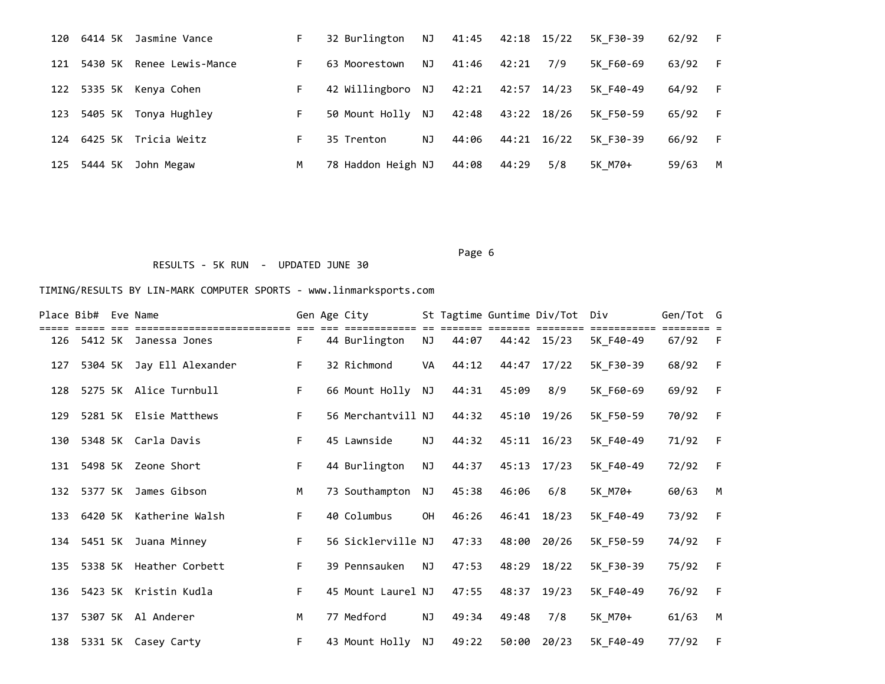| Place | Bib# | Eve | Name | Gen | Age | City | St | Tagtime | Guntime | Div/Tot | Div | Gen/Tot | G |
|---|---|---|---|---|---|---|---|---|---|---|---|---|---|
| 120 | 6414 | 5K | Jasmine Vance | F | 32 | Burlington | NJ | 41:45 | 42:18 | 15/22 | 5K_F30-39 | 62/92 | F |
| 121 | 5430 | 5K | Renee Lewis-Mance | F | 63 | Moorestown | NJ | 41:46 | 42:21 | 7/9 | 5K_F60-69 | 63/92 | F |
| 122 | 5335 | 5K | Kenya Cohen | F | 42 | Willingboro | NJ | 42:21 | 42:57 | 14/23 | 5K_F40-49 | 64/92 | F |
| 123 | 5405 | 5K | Tonya Hughley | F | 50 | Mount Holly | NJ | 42:48 | 43:22 | 18/26 | 5K_F50-59 | 65/92 | F |
| 124 | 6425 | 5K | Tricia Weitz | F | 35 | Trenton | NJ | 44:06 | 44:21 | 16/22 | 5K_F30-39 | 66/92 | F |
| 125 | 5444 | 5K | John Megaw | M | 78 | Haddon Heigh | NJ | 44:08 | 44:29 | 5/8 | 5K_M70+ | 59/63 | M |

RESULTS - 5K RUN - UPDATED JUNE 30

TIMING/RESULTS BY LIN-MARK COMPUTER SPORTS - www.linmarksports.com

| Place | Bib# | Eve | Name | Gen | Age | City | St | Tagtime | Guntime | Div/Tot | Div | Gen/Tot | G |
|---|---|---|---|---|---|---|---|---|---|---|---|---|---|
| 126 | 5412 | 5K | Janessa Jones | F | 44 | Burlington | NJ | 44:07 | 44:42 | 15/23 | 5K_F40-49 | 67/92 | F |
| 127 | 5304 | 5K | Jay Ell Alexander | F | 32 | Richmond | VA | 44:12 | 44:47 | 17/22 | 5K_F30-39 | 68/92 | F |
| 128 | 5275 | 5K | Alice Turnbull | F | 66 | Mount Holly | NJ | 44:31 | 45:09 | 8/9 | 5K_F60-69 | 69/92 | F |
| 129 | 5281 | 5K | Elsie Matthews | F | 56 | Merchantvill | NJ | 44:32 | 45:10 | 19/26 | 5K_F50-59 | 70/92 | F |
| 130 | 5348 | 5K | Carla Davis | F | 45 | Lawnside | NJ | 44:32 | 45:11 | 16/23 | 5K_F40-49 | 71/92 | F |
| 131 | 5498 | 5K | Zeone Short | F | 44 | Burlington | NJ | 44:37 | 45:13 | 17/23 | 5K_F40-49 | 72/92 | F |
| 132 | 5377 | 5K | James Gibson | M | 73 | Southampton | NJ | 45:38 | 46:06 | 6/8 | 5K_M70+ | 60/63 | M |
| 133 | 6420 | 5K | Katherine Walsh | F | 40 | Columbus | OH | 46:26 | 46:41 | 18/23 | 5K_F40-49 | 73/92 | F |
| 134 | 5451 | 5K | Juana Minney | F | 56 | Sicklerville | NJ | 47:33 | 48:00 | 20/26 | 5K_F50-59 | 74/92 | F |
| 135 | 5338 | 5K | Heather Corbett | F | 39 | Pennsauken | NJ | 47:53 | 48:29 | 18/22 | 5K_F30-39 | 75/92 | F |
| 136 | 5423 | 5K | Kristin Kudla | F | 45 | Mount Laurel | NJ | 47:55 | 48:37 | 19/23 | 5K_F40-49 | 76/92 | F |
| 137 | 5307 | 5K | Al Anderer | M | 77 | Medford | NJ | 49:34 | 49:48 | 7/8 | 5K_M70+ | 61/63 | M |
| 138 | 5331 | 5K | Casey Carty | F | 43 | Mount Holly | NJ | 49:22 | 50:00 | 20/23 | 5K_F40-49 | 77/92 | F |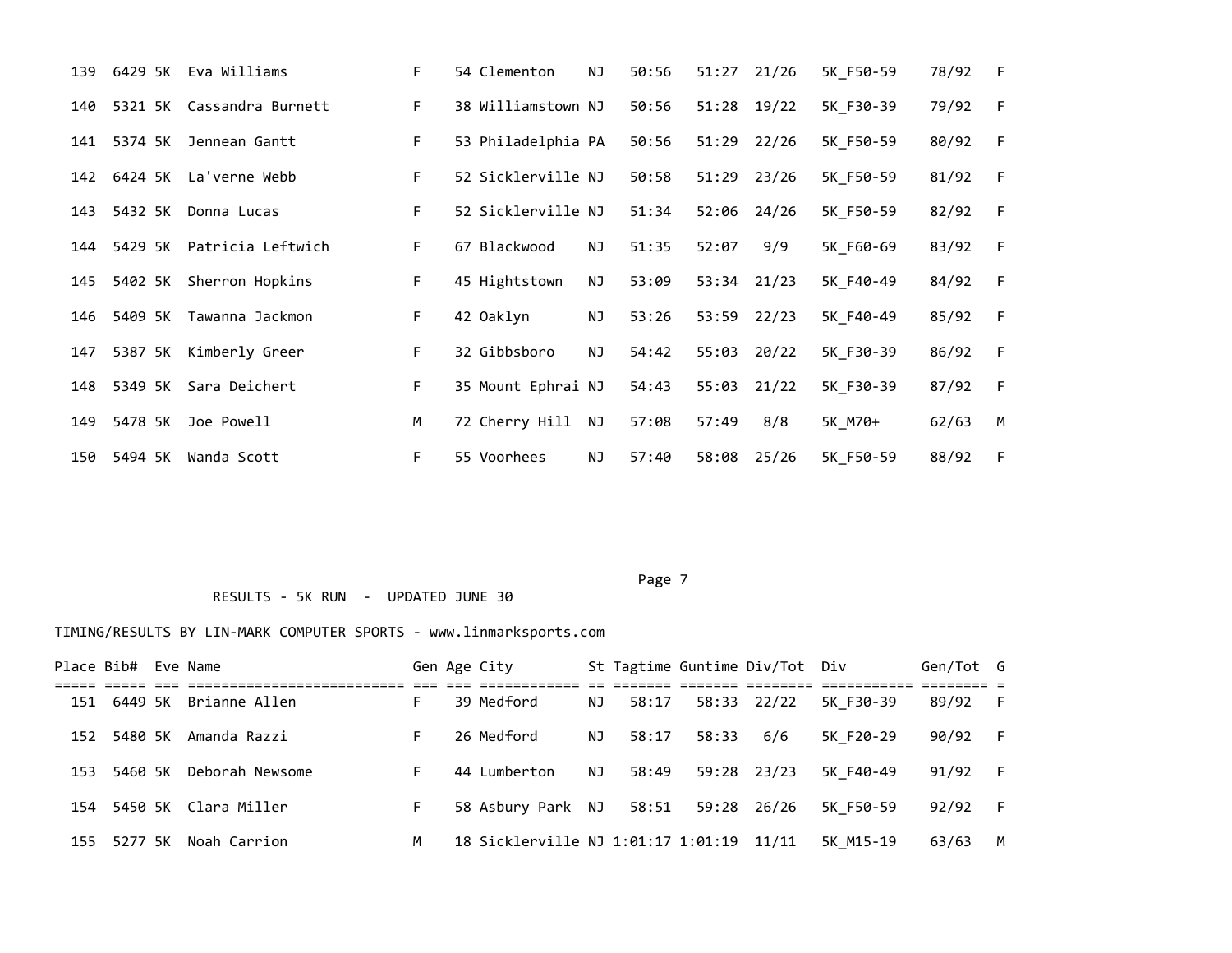| | | | | | | | | | | | | | | |
|---|---|---|---|---|---|---|---|---|---|---|---|---|---|---|
| 139 | 6429 | 5K | Eva Williams | F | 54 | Clementon | NJ | 50:56 | 51:27 | 21/26 | 5K_F50-59 | 78/92 | F |
| 140 | 5321 | 5K | Cassandra Burnett | F | 38 | Williamstown | NJ | 50:56 | 51:28 | 19/22 | 5K_F30-39 | 79/92 | F |
| 141 | 5374 | 5K | Jennean Gantt | F | 53 | Philadelphia | PA | 50:56 | 51:29 | 22/26 | 5K_F50-59 | 80/92 | F |
| 142 | 6424 | 5K | La'verne Webb | F | 52 | Sicklerville | NJ | 50:58 | 51:29 | 23/26 | 5K_F50-59 | 81/92 | F |
| 143 | 5432 | 5K | Donna Lucas | F | 52 | Sicklerville | NJ | 51:34 | 52:06 | 24/26 | 5K_F50-59 | 82/92 | F |
| 144 | 5429 | 5K | Patricia Leftwich | F | 67 | Blackwood | NJ | 51:35 | 52:07 | 9/9 | 5K_F60-69 | 83/92 | F |
| 145 | 5402 | 5K | Sherron Hopkins | F | 45 | Hightstown | NJ | 53:09 | 53:34 | 21/23 | 5K_F40-49 | 84/92 | F |
| 146 | 5409 | 5K | Tawanna Jackmon | F | 42 | Oaklyn | NJ | 53:26 | 53:59 | 22/23 | 5K_F40-49 | 85/92 | F |
| 147 | 5387 | 5K | Kimberly Greer | F | 32 | Gibbsboro | NJ | 54:42 | 55:03 | 20/22 | 5K_F30-39 | 86/92 | F |
| 148 | 5349 | 5K | Sara Deichert | F | 35 | Mount Ephrai | NJ | 54:43 | 55:03 | 21/22 | 5K_F30-39 | 87/92 | F |
| 149 | 5478 | 5K | Joe Powell | M | 72 | Cherry Hill | NJ | 57:08 | 57:49 | 8/8 | 5K_M70+ | 62/63 | M |
| 150 | 5494 | 5K | Wanda Scott | F | 55 | Voorhees | NJ | 57:40 | 58:08 | 25/26 | 5K_F50-59 | 88/92 | F |

RESULTS - 5K RUN - UPDATED JUNE 30

TIMING/RESULTS BY LIN-MARK COMPUTER SPORTS - www.linmarksports.com

| Place | Bib# | Eve | Name | Gen | Age | City | St | Tagtime | Guntime | Div/Tot | Div | Gen/Tot | G |
|---|---|---|---|---|---|---|---|---|---|---|---|---|---|
| 151 | 6449 | 5K | Brianne Allen | F | 39 | Medford | NJ | 58:17 | 58:33 | 22/22 | 5K_F30-39 | 89/92 | F |
| 152 | 5480 | 5K | Amanda Razzi | F | 26 | Medford | NJ | 58:17 | 58:33 | 6/6 | 5K_F20-29 | 90/92 | F |
| 153 | 5460 | 5K | Deborah Newsome | F | 44 | Lumberton | NJ | 58:49 | 59:28 | 23/23 | 5K_F40-49 | 91/92 | F |
| 154 | 5450 | 5K | Clara Miller | F | 58 | Asbury Park | NJ | 58:51 | 59:28 | 26/26 | 5K_F50-59 | 92/92 | F |
| 155 | 5277 | 5K | Noah Carrion | M | 18 | Sicklerville | NJ | 1:01:17 | 1:01:19 | 11/11 | 5K_M15-19 | 63/63 | M |